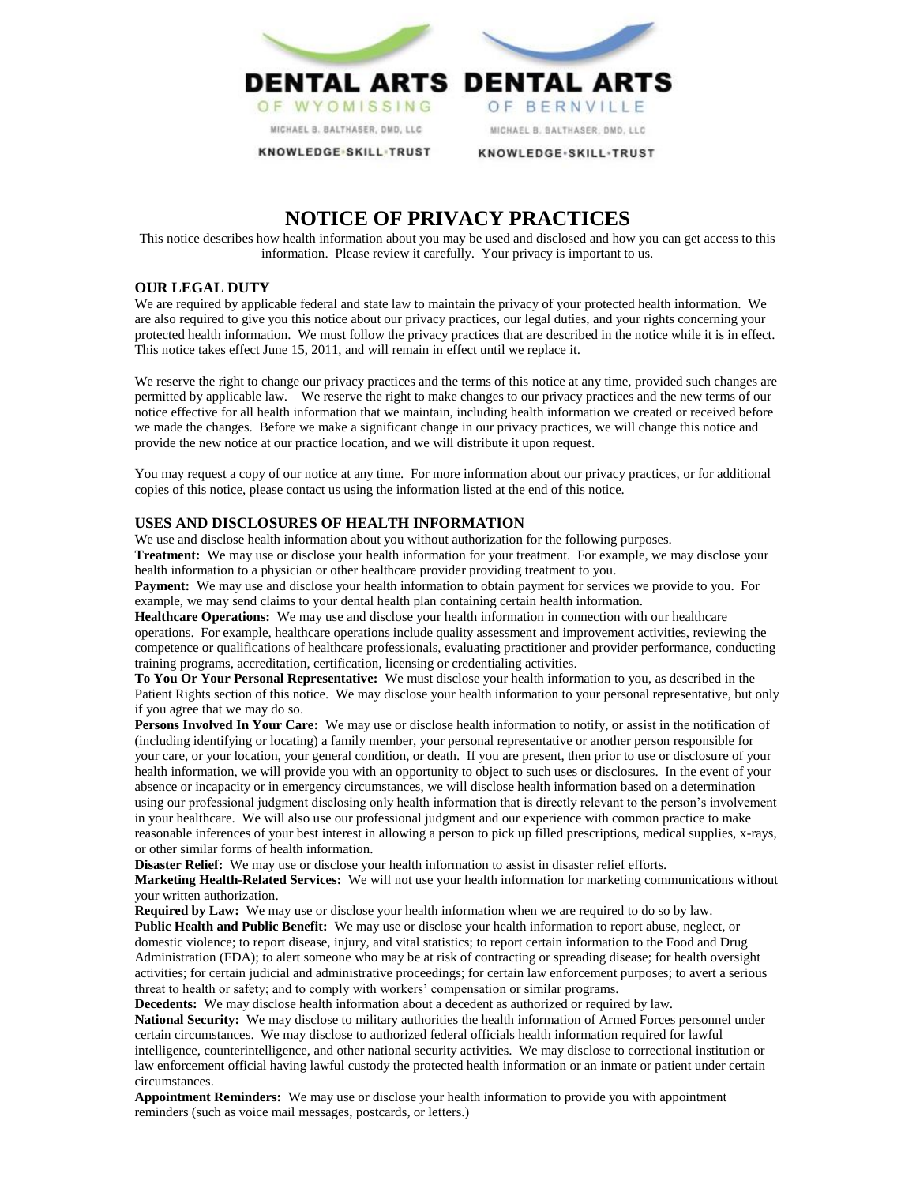DENTAL ARTS OF WYOMISSING
MICHAEL B. BALTHASER, DMD, LLC
KNOWLEDGE•SKILL•TRUST

DENTAL ARTS OF BERNVILLE
MICHAEL B. BALTHASER, DMD, LLC
KNOWLEDGE•SKILL•TRUST

# NOTICE OF PRIVACY PRACTICES

This notice describes how health information about you may be used and disclosed and how you can get access to this information. Please review it carefully. Your privacy is important to us.

## OUR LEGAL DUTY

We are required by applicable federal and state law to maintain the privacy of your protected health information. We are also required to give you this notice about our privacy practices, our legal duties, and your rights concerning your protected health information. We must follow the privacy practices that are described in the notice while it is in effect. This notice takes effect June 15, 2011, and will remain in effect until we replace it.

We reserve the right to change our privacy practices and the terms of this notice at any time, provided such changes are permitted by applicable law. We reserve the right to make changes to our privacy practices and the new terms of our notice effective for all health information that we maintain, including health information we created or received before we made the changes. Before we make a significant change in our privacy practices, we will change this notice and provide the new notice at our practice location, and we will distribute it upon request.

You may request a copy of our notice at any time. For more information about our privacy practices, or for additional copies of this notice, please contact us using the information listed at the end of this notice.

## USES AND DISCLOSURES OF HEALTH INFORMATION

We use and disclose health information about you without authorization for the following purposes.

**Treatment:** We may use or disclose your health information for your treatment. For example, we may disclose your health information to a physician or other healthcare provider providing treatment to you.

**Payment:** We may use and disclose your health information to obtain payment for services we provide to you. For example, we may send claims to your dental health plan containing certain health information.

**Healthcare Operations:** We may use and disclose your health information in connection with our healthcare operations. For example, healthcare operations include quality assessment and improvement activities, reviewing the competence or qualifications of healthcare professionals, evaluating practitioner and provider performance, conducting training programs, accreditation, certification, licensing or credentialing activities.

**To You Or Your Personal Representative:** We must disclose your health information to you, as described in the Patient Rights section of this notice. We may disclose your health information to your personal representative, but only if you agree that we may do so.

**Persons Involved In Your Care:** We may use or disclose health information to notify, or assist in the notification of (including identifying or locating) a family member, your personal representative or another person responsible for your care, or your location, your general condition, or death. If you are present, then prior to use or disclosure of your health information, we will provide you with an opportunity to object to such uses or disclosures. In the event of your absence or incapacity or in emergency circumstances, we will disclose health information based on a determination using our professional judgment disclosing only health information that is directly relevant to the person's involvement in your healthcare. We will also use our professional judgment and our experience with common practice to make reasonable inferences of your best interest in allowing a person to pick up filled prescriptions, medical supplies, x-rays, or other similar forms of health information.

**Disaster Relief:** We may use or disclose your health information to assist in disaster relief efforts.

**Marketing Health-Related Services:** We will not use your health information for marketing communications without your written authorization.

**Required by Law:** We may use or disclose your health information when we are required to do so by law.

**Public Health and Public Benefit:** We may use or disclose your health information to report abuse, neglect, or domestic violence; to report disease, injury, and vital statistics; to report certain information to the Food and Drug Administration (FDA); to alert someone who may be at risk of contracting or spreading disease; for health oversight activities; for certain judicial and administrative proceedings; for certain law enforcement purposes; to avert a serious threat to health or safety; and to comply with workers' compensation or similar programs.

**Decedents:** We may disclose health information about a decedent as authorized or required by law.

**National Security:** We may disclose to military authorities the health information of Armed Forces personnel under certain circumstances. We may disclose to authorized federal officials health information required for lawful intelligence, counterintelligence, and other national security activities. We may disclose to correctional institution or law enforcement official having lawful custody the protected health information or an inmate or patient under certain circumstances.

**Appointment Reminders:** We may use or disclose your health information to provide you with appointment reminders (such as voice mail messages, postcards, or letters.)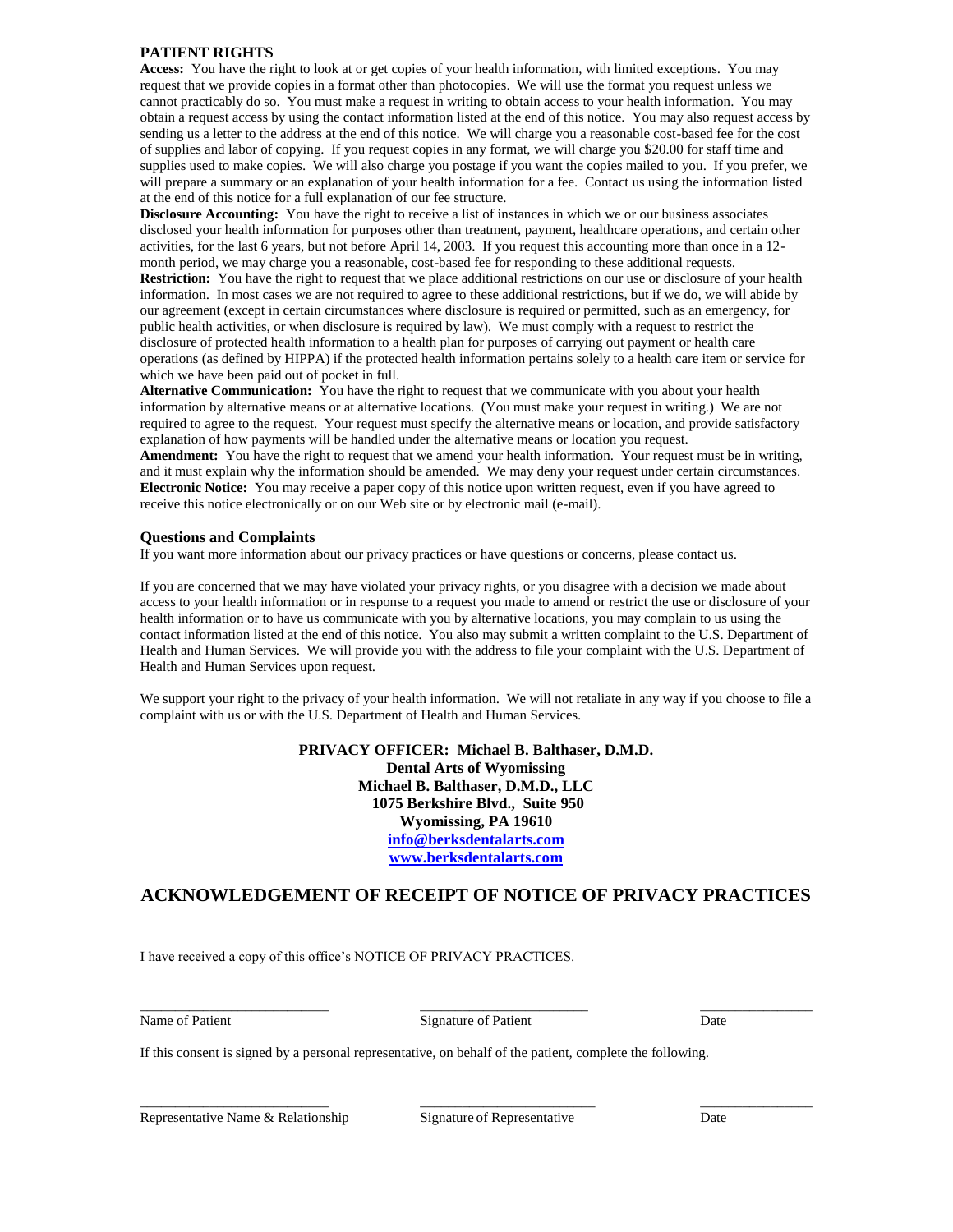## PATIENT RIGHTS

**Access:** You have the right to look at or get copies of your health information, with limited exceptions. You may request that we provide copies in a format other than photocopies. We will use the format you request unless we cannot practicably do so. You must make a request in writing to obtain access to your health information. You may obtain a request access by using the contact information listed at the end of this notice. You may also request access by sending us a letter to the address at the end of this notice. We will charge you a reasonable cost-based fee for the cost of supplies and labor of copying. If you request copies in any format, we will charge you $20.00 for staff time and supplies used to make copies. We will also charge you postage if you want the copies mailed to you. If you prefer, we will prepare a summary or an explanation of your health information for a fee. Contact us using the information listed at the end of this notice for a full explanation of our fee structure.

**Disclosure Accounting:** You have the right to receive a list of instances in which we or our business associates disclosed your health information for purposes other than treatment, payment, healthcare operations, and certain other activities, for the last 6 years, but not before April 14, 2003. If you request this accounting more than once in a 12-month period, we may charge you a reasonable, cost-based fee for responding to these additional requests.

**Restriction:** You have the right to request that we place additional restrictions on our use or disclosure of your health information. In most cases we are not required to agree to these additional restrictions, but if we do, we will abide by our agreement (except in certain circumstances where disclosure is required or permitted, such as an emergency, for public health activities, or when disclosure is required by law). We must comply with a request to restrict the disclosure of protected health information to a health plan for purposes of carrying out payment or health care operations (as defined by HIPPA) if the protected health information pertains solely to a health care item or service for which we have been paid out of pocket in full.

**Alternative Communication:** You have the right to request that we communicate with you about your health information by alternative means or at alternative locations. (You must make your request in writing.) We are not required to agree to the request. Your request must specify the alternative means or location, and provide satisfactory explanation of how payments will be handled under the alternative means or location you request.

**Amendment:** You have the right to request that we amend your health information. Your request must be in writing, and it must explain why the information should be amended. We may deny your request under certain circumstances.

**Electronic Notice:** You may receive a paper copy of this notice upon written request, even if you have agreed to receive this notice electronically or on our Web site or by electronic mail (e-mail).

### Questions and Complaints

If you want more information about our privacy practices or have questions or concerns, please contact us.

If you are concerned that we may have violated your privacy rights, or you disagree with a decision we made about access to your health information or in response to a request you made to amend or restrict the use or disclosure of your health information or to have us communicate with you by alternative locations, you may complain to us using the contact information listed at the end of this notice. You also may submit a written complaint to the U.S. Department of Health and Human Services. We will provide you with the address to file your complaint with the U.S. Department of Health and Human Services upon request.

We support your right to the privacy of your health information. We will not retaliate in any way if you choose to file a complaint with us or with the U.S. Department of Health and Human Services.

**PRIVACY OFFICER: Michael B. Balthaser, D.M.D.**
**Dental Arts of Wyomissing**
**Michael B. Balthaser, D.M.D., LLC**
**1075 Berkshire Blvd., Suite 950**
**Wyomissing, PA 19610**
**info@berksdentalarts.com**
**www.berksdentalarts.com**

## ACKNOWLEDGEMENT OF RECEIPT OF NOTICE OF PRIVACY PRACTICES

I have received a copy of this office's NOTICE OF PRIVACY PRACTICES.

___________________________ ________________________ ________________

Name of Patient Signature of Patient Date

If this consent is signed by a personal representative, on behalf of the patient, complete the following.

___________________________ _________________________ ________________

Representative Name & Relationship Signature of Representative Date